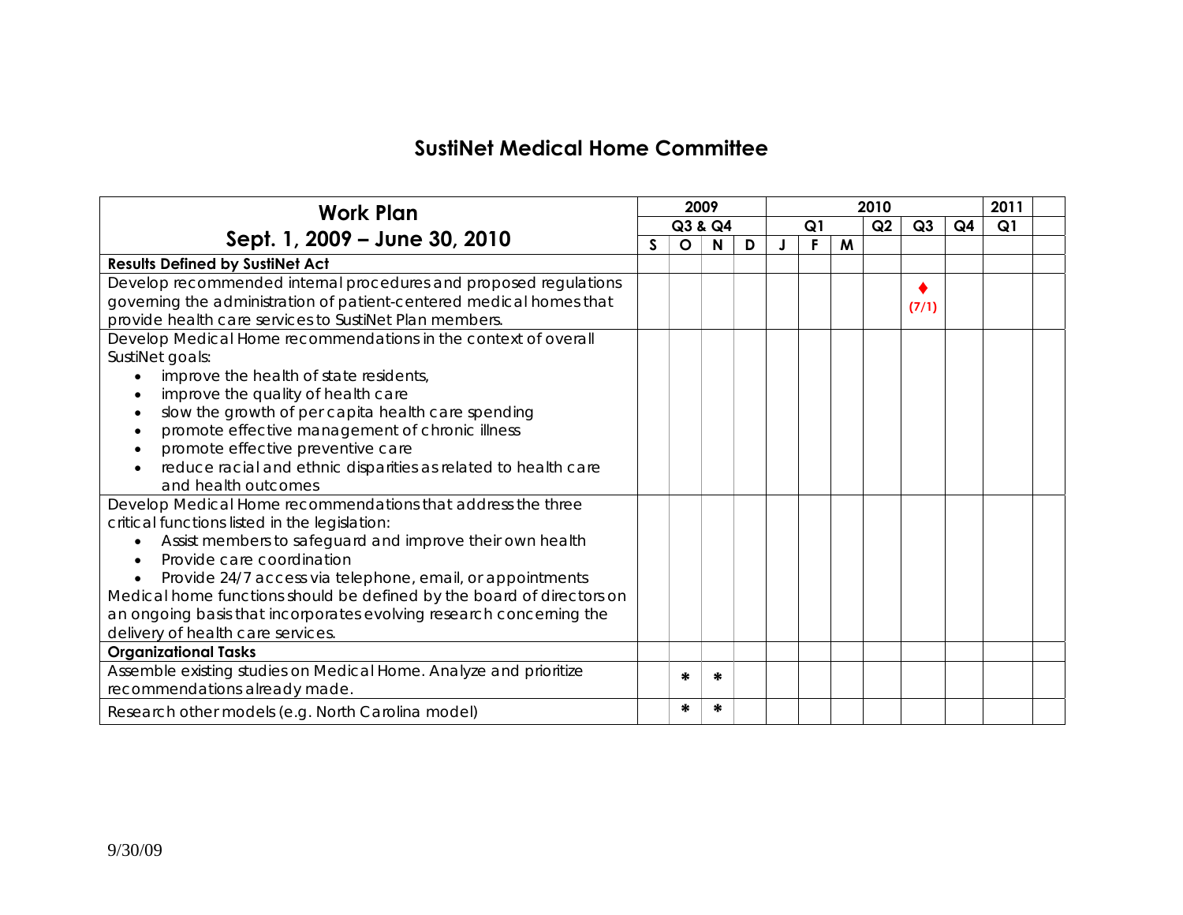# SustiNet Medical Home Committee

| Work Plan Sept. 1, 2009 – June 30, 2010 | 2009 | | | | 2010 | | | | | | 2011 | |
|---|---|---|---|---|---|---|---|---|---|---|---|---|
| | Q3 & Q4 | | | | Q1 | | | Q2 | Q3 | Q4 | Q1 | |
| | S | O | N | D | J | F | M | | | | | |
| **Results Defined by SustiNet Act** | | | | | | | | | | | | |
| Develop recommended internal procedures and proposed regulations governing the administration of patient-centered medical homes that provide health care services to SustiNet Plan members. | | | | | | | | | ♦ (7/1) | | | |
| Develop Medical Home recommendations in the context of overall SustiNet goals:<br>• improve the health of state residents,<br>• improve the quality of health care<br>• slow the growth of per capita health care spending<br>• promote effective management of chronic illness<br>• promote effective preventive care<br>• reduce racial and ethnic disparities as related to health care and health outcomes | | | | | | | | | | | | |
| Develop Medical Home recommendations that address the three critical functions listed in the legislation:<br>• Assist members to safeguard and improve their own health<br>• Provide care coordination<br>• Provide 24/7 access via telephone, email, or appointments<br>Medical home functions should be defined by the board of directors on an ongoing basis that incorporates evolving research concerning the delivery of health care services. | | | | | | | | | | | | |
| **Organizational Tasks** | | | | | | | | | | | | |
| Assemble existing studies on Medical Home. Analyze and prioritize recommendations already made. | | * | * | | | | | | | | | |
| Research other models (e.g. North Carolina model) | | * | * | | | | | | | | | |

9/30/09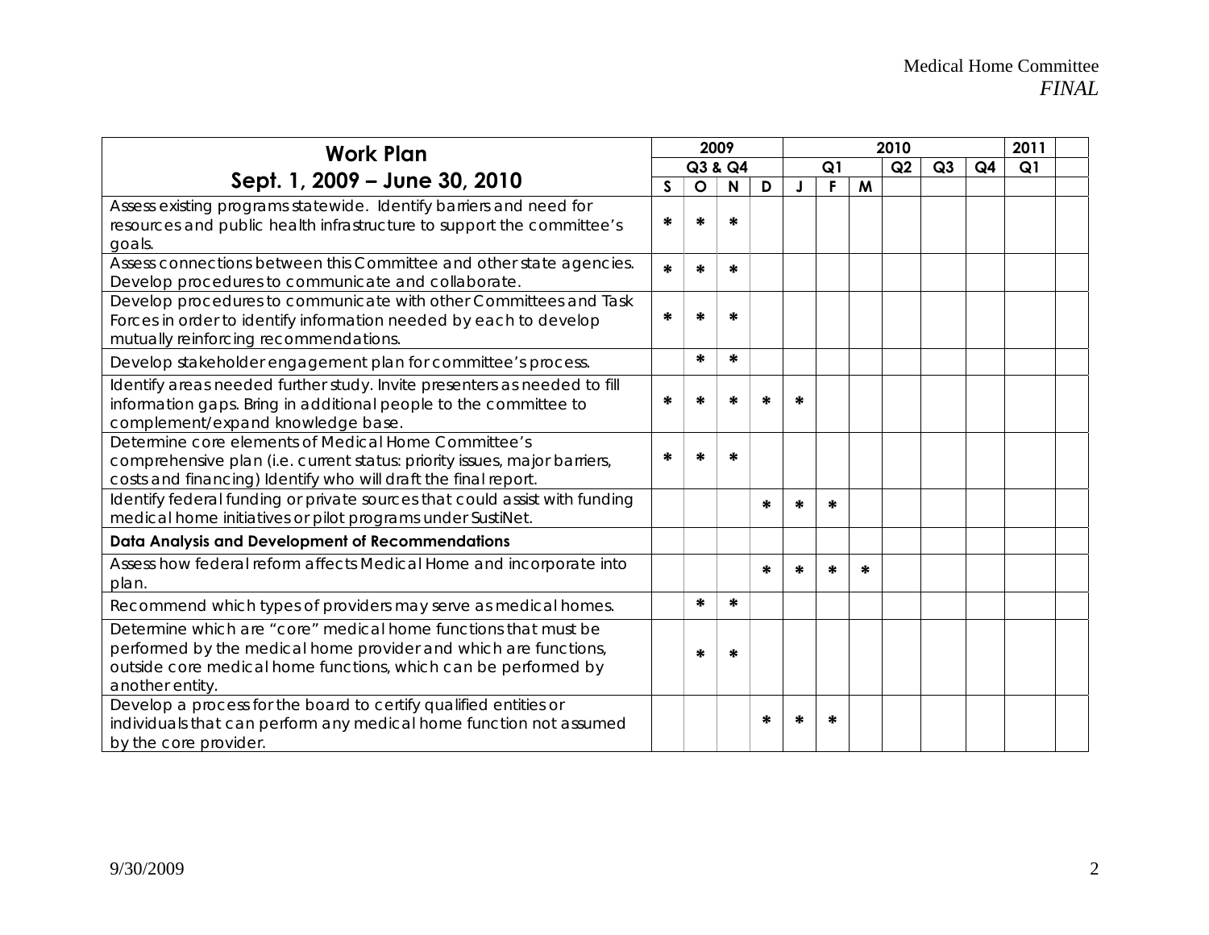| Work Plan Sept. 1, 2009 – June 30, 2010 | 2009 | | | | 2010 | | | | | | 2011 | |
|---|---|---|---|---|---|---|---|---|---|---|---|---|
| | Q3 & Q4 | | | | Q1 | | | Q2 | Q3 | Q4 | Q1 | |
| | S | O | N | D | J | F | M | | | | | |
| Assess existing programs statewide. Identify barriers and need for resources and public health infrastructure to support the committee's goals. | * | * | * | | | | | | | | | |
| Assess connections between this Committee and other state agencies. Develop procedures to communicate and collaborate. | * | * | * | | | | | | | | | |
| Develop procedures to communicate with other Committees and Task Forces in order to identify information needed by each to develop mutually reinforcing recommendations. | * | * | * | | | | | | | | | |
| Develop stakeholder engagement plan for committee's process. | | * | * | | | | | | | | | |
| Identify areas needed further study. Invite presenters as needed to fill information gaps. Bring in additional people to the committee to complement/expand knowledge base. | * | * | * | * | * | | | | | | | |
| Determine core elements of Medical Home Committee's comprehensive plan (i.e. current status: priority issues, major barriers, costs and financing) Identify who will draft the final report. | * | * | * | | | | | | | | | |
| Identify federal funding or private sources that could assist with funding medical home initiatives or pilot programs under SustiNet. | | | | * | * | * | | | | | | |
| **Data Analysis and Development of Recommendations** | | | | | | | | | | | | |
| Assess how federal reform affects Medical Home and incorporate into plan. | | | | * | * | * | * | | | | | |
| Recommend which types of providers may serve as medical homes. | | * | * | | | | | | | | | |
| Determine which are "core" medical home functions that must be performed by the medical home provider and which are functions, outside core medical home functions, which can be performed by another entity. | | * | * | | | | | | | | | |
| Develop a process for the board to certify qualified entities or individuals that can perform any medical home function not assumed by the core provider. | | | | * | * | * | | | | | | |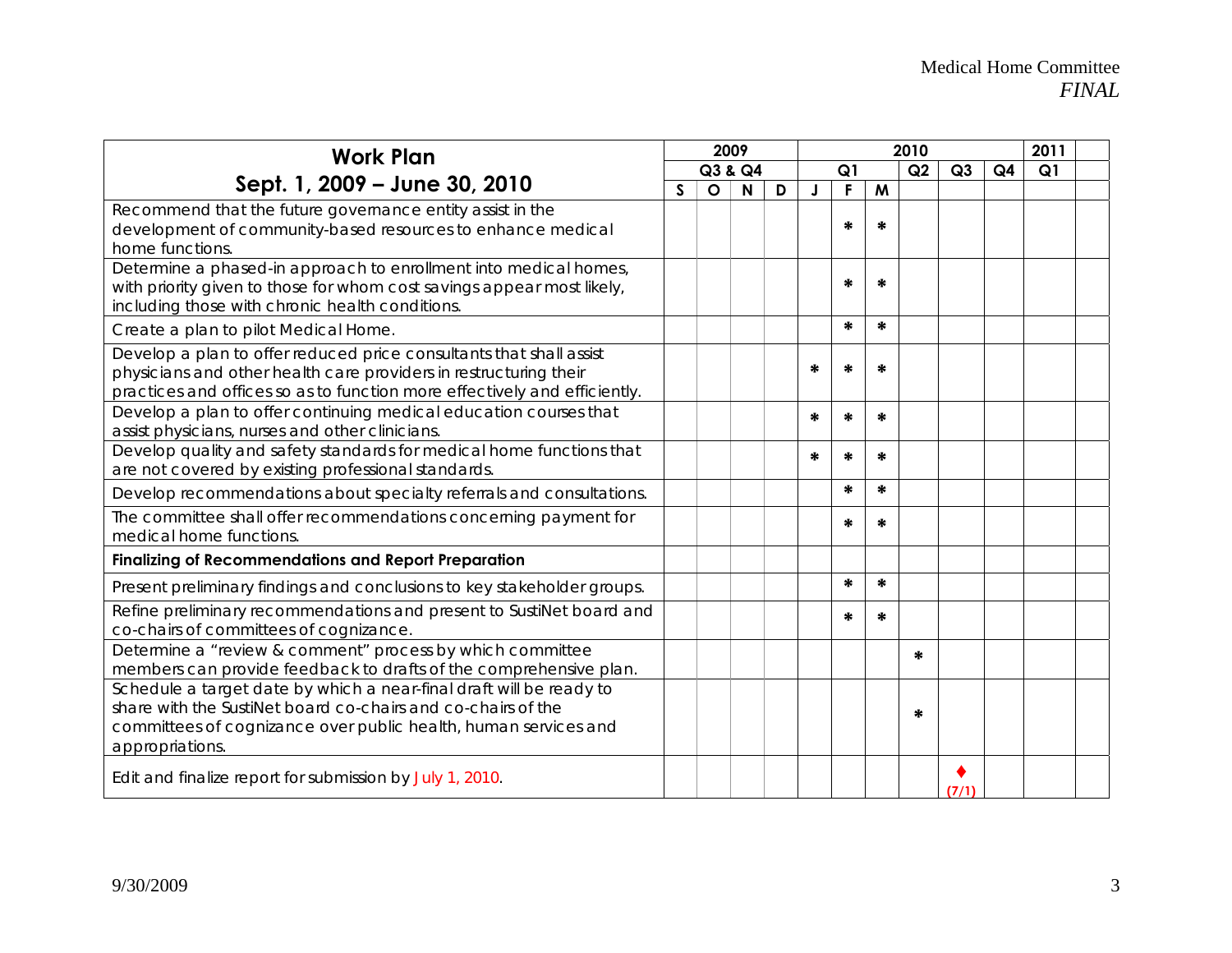| Work Plan Sept. 1, 2009 – June 30, 2010 | 2009 | | | | 2010 | | | | | | 2011 | |
|---|---|---|---|---|---|---|---|---|---|---|---|---|
| | Q3 & Q4 | | | | Q1 | | | Q2 | Q3 | Q4 | Q1 | |
| | S | O | N | D | J | F | M | | | | | |
| Recommend that the future governance entity assist in the development of community-based resources to enhance medical home functions. | | | | | | * | * | | | | | |
| Determine a phased-in approach to enrollment into medical homes, with priority given to those for whom cost savings appear most likely, including those with chronic health conditions. | | | | | | * | * | | | | | |
| Create a plan to pilot Medical Home. | | | | | | * | * | | | | | |
| Develop a plan to offer reduced price consultants that shall assist physicians and other health care providers in restructuring their practices and offices so as to function more effectively and efficiently. | | | | | * | * | * | | | | | |
| Develop a plan to offer continuing medical education courses that assist physicians, nurses and other clinicians. | | | | | * | * | * | | | | | |
| Develop quality and safety standards for medical home functions that are not covered by existing professional standards. | | | | | * | * | * | | | | | |
| Develop recommendations about specialty referrals and consultations. | | | | | | * | * | | | | | |
| The committee shall offer recommendations concerning payment for medical home functions. | | | | | | * | * | | | | | |
| **Finalizing of Recommendations and Report Preparation** | | | | | | | | | | | | |
| Present preliminary findings and conclusions to key stakeholder groups. | | | | | | * | * | | | | | |
| Refine preliminary recommendations and present to SustiNet board and co-chairs of committees of cognizance. | | | | | | * | * | | | | | |
| Determine a "review & comment" process by which committee members can provide feedback to drafts of the comprehensive plan. | | | | | | | | * | | | | |
| Schedule a target date by which a near-final draft will be ready to share with the SustiNet board co-chairs and co-chairs of the committees of cognizance over public health, human services and appropriations. | | | | | | | | * | | | | |
| Edit and finalize report for submission by July 1, 2010. | | | | | | | | | ♦ (7/1) | | | |